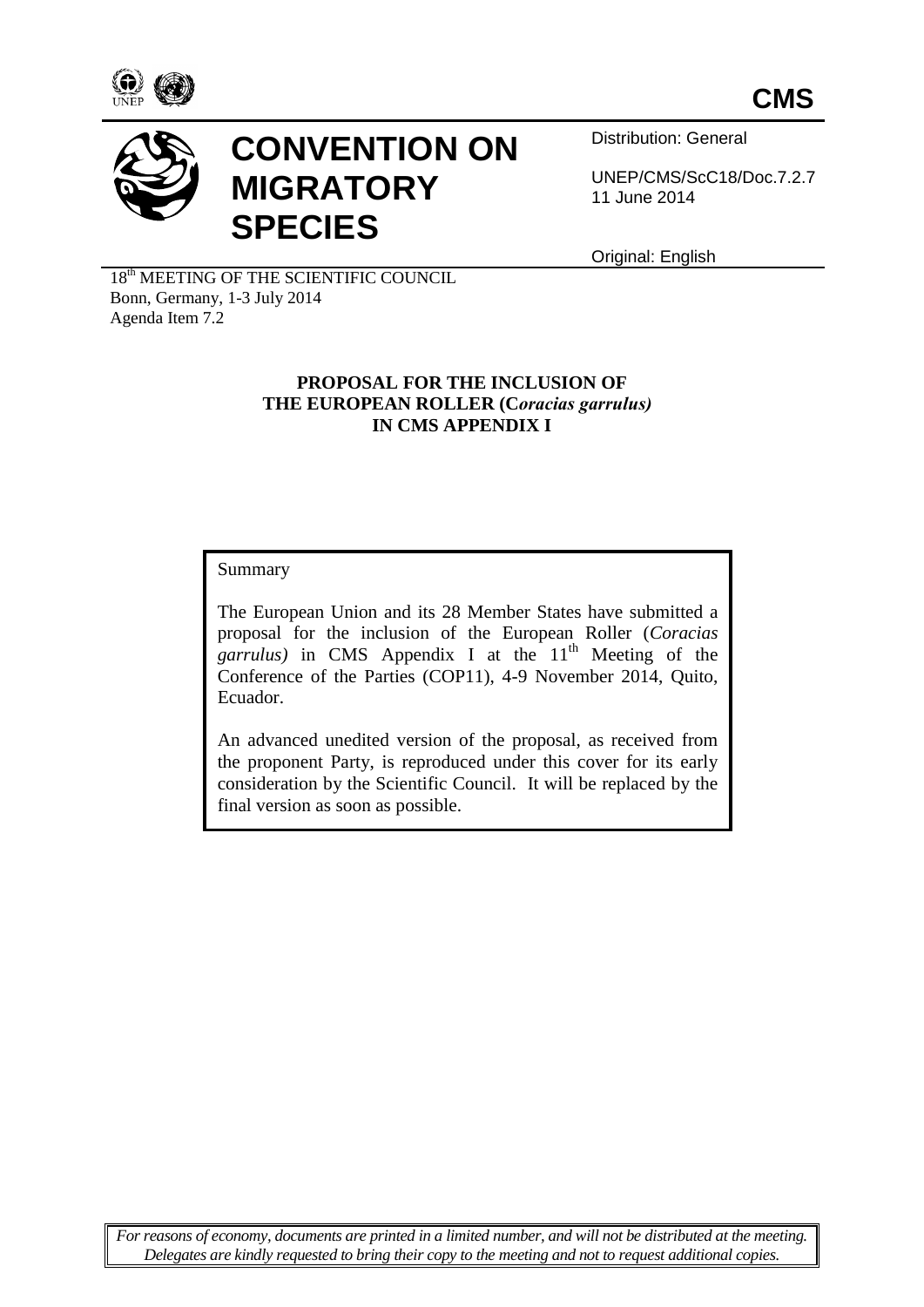**CMS**

# CONVENTION ON MIGRATORY SPECIES

Distribution: General

UNEP/CMS/ScC18/Doc.7.2.7
11 June 2014

Original: English

18th MEETING OF THE SCIENTIFIC COUNCIL
Bonn, Germany, 1-3 July 2014
Agenda Item 7.2

## PROPOSAL FOR THE INCLUSION OF THE EUROPEAN ROLLER (C*oracias garrulus)* IN CMS APPENDIX I

Summary

The European Union and its 28 Member States have submitted a proposal for the inclusion of the European Roller (*Coracias garrulus)* in CMS Appendix I at the 11th Meeting of the Conference of the Parties (COP11), 4-9 November 2014, Quito, Ecuador.

An advanced unedited version of the proposal, as received from the proponent Party, is reproduced under this cover for its early consideration by the Scientific Council. It will be replaced by the final version as soon as possible.

*For reasons of economy, documents are printed in a limited number, and will not be distributed at the meeting. Delegates are kindly requested to bring their copy to the meeting and not to request additional copies.*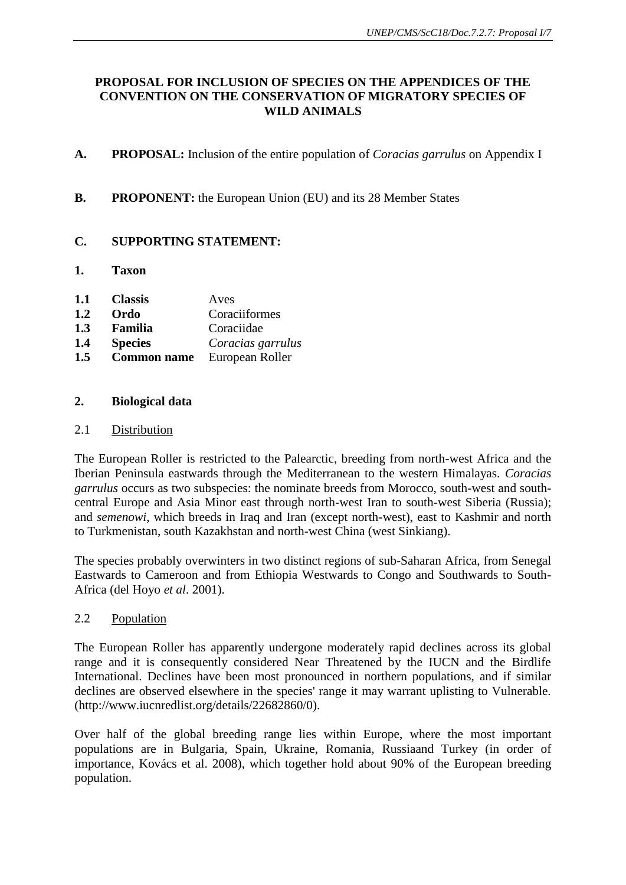**PROPOSAL FOR INCLUSION OF SPECIES ON THE APPENDICES OF THE CONVENTION ON THE CONSERVATION OF MIGRATORY SPECIES OF WILD ANIMALS**

**A. PROPOSAL:** Inclusion of the entire population of *Coracias garrulus* on Appendix I

**B. PROPONENT:** the European Union (EU) and its 28 Member States

**C. SUPPORTING STATEMENT:**

**1. Taxon**

**1.1 Classis** Aves
**1.2 Ordo** Coraciiformes
**1.3 Familia** Coraciidae
**1.4 Species** *Coracias garrulus*
**1.5 Common name** European Roller

**2. Biological data**

2.1 Distribution

The European Roller is restricted to the Palearctic, breeding from north-west Africa and the Iberian Peninsula eastwards through the Mediterranean to the western Himalayas. *Coracias garrulus* occurs as two subspecies: the nominate breeds from Morocco, south-west and south-central Europe and Asia Minor east through north-west Iran to south-west Siberia (Russia); and *semenowi*, which breeds in Iraq and Iran (except north-west), east to Kashmir and north to Turkmenistan, south Kazakhstan and north-west China (west Sinkiang).

The species probably overwinters in two distinct regions of sub-Saharan Africa, from Senegal Eastwards to Cameroon and from Ethiopia Westwards to Congo and Southwards to South-Africa (del Hoyo *et al*. 2001).

2.2 Population

The European Roller has apparently undergone moderately rapid declines across its global range and it is consequently considered Near Threatened by the IUCN and the Birdlife International. Declines have been most pronounced in northern populations, and if similar declines are observed elsewhere in the species' range it may warrant uplisting to Vulnerable. (http://www.iucnredlist.org/details/22682860/0).

Over half of the global breeding range lies within Europe, where the most important populations are in Bulgaria, Spain, Ukraine, Romania, Russiaand Turkey (in order of importance, Kovács et al. 2008), which together hold about 90% of the European breeding population.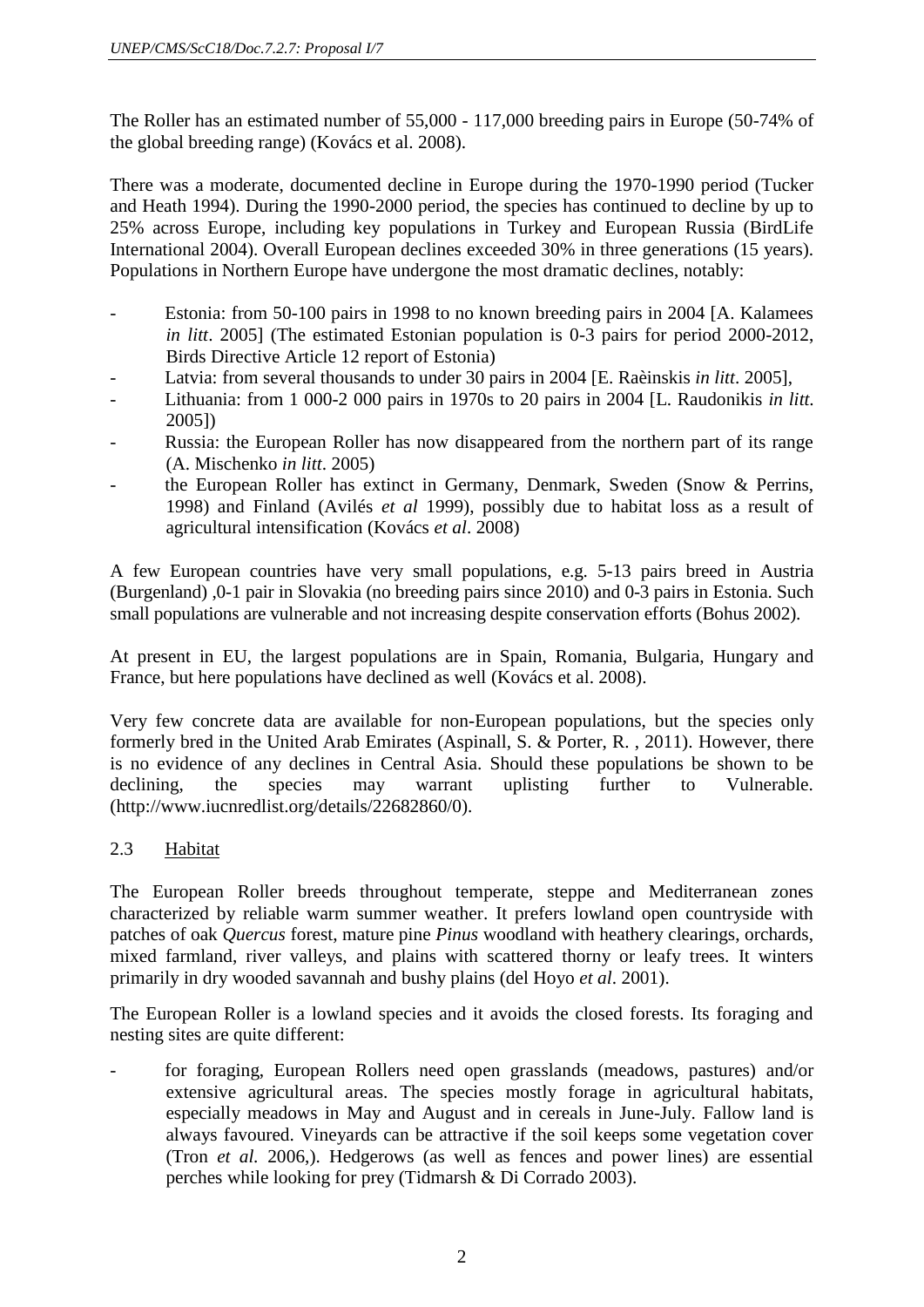The Roller has an estimated number of 55,000 - 117,000 breeding pairs in Europe (50-74% of the global breeding range) (Kovács et al. 2008).

There was a moderate, documented decline in Europe during the 1970-1990 period (Tucker and Heath 1994). During the 1990-2000 period, the species has continued to decline by up to 25% across Europe, including key populations in Turkey and European Russia (BirdLife International 2004). Overall European declines exceeded 30% in three generations (15 years). Populations in Northern Europe have undergone the most dramatic declines, notably:

- Estonia: from 50-100 pairs in 1998 to no known breeding pairs in 2004 [A. Kalamees *in litt*. 2005] (The estimated Estonian population is 0-3 pairs for period 2000-2012, Birds Directive Article 12 report of Estonia)
- Latvia: from several thousands to under 30 pairs in 2004 [E. Raèinskis *in litt*. 2005],
- Lithuania: from 1 000-2 000 pairs in 1970s to 20 pairs in 2004 [L. Raudonikis *in litt*. 2005])
- Russia: the European Roller has now disappeared from the northern part of its range (A. Mischenko *in litt*. 2005)
- the European Roller has extinct in Germany, Denmark, Sweden (Snow & Perrins, 1998) and Finland (Avilés *et al* 1999), possibly due to habitat loss as a result of agricultural intensification (Kovács *et al*. 2008)

A few European countries have very small populations, e.g. 5-13 pairs breed in Austria (Burgenland) ,0-1 pair in Slovakia (no breeding pairs since 2010) and 0-3 pairs in Estonia. Such small populations are vulnerable and not increasing despite conservation efforts (Bohus 2002).

At present in EU, the largest populations are in Spain, Romania, Bulgaria, Hungary and France, but here populations have declined as well (Kovács et al. 2008).

Very few concrete data are available for non-European populations, but the species only formerly bred in the United Arab Emirates (Aspinall, S. & Porter, R. , 2011). However, there is no evidence of any declines in Central Asia. Should these populations be shown to be declining, the species may warrant uplisting further to Vulnerable. (http://www.iucnredlist.org/details/22682860/0).

## 2.3 Habitat

The European Roller breeds throughout temperate, steppe and Mediterranean zones characterized by reliable warm summer weather. It prefers lowland open countryside with patches of oak *Quercus* forest, mature pine *Pinus* woodland with heathery clearings, orchards, mixed farmland, river valleys, and plains with scattered thorny or leafy trees. It winters primarily in dry wooded savannah and bushy plains (del Hoyo *et al*. 2001).

The European Roller is a lowland species and it avoids the closed forests. Its foraging and nesting sites are quite different:

- for foraging, European Rollers need open grasslands (meadows, pastures) and/or extensive agricultural areas. The species mostly forage in agricultural habitats, especially meadows in May and August and in cereals in June-July. Fallow land is always favoured. Vineyards can be attractive if the soil keeps some vegetation cover (Tron *et al.* 2006,). Hedgerows (as well as fences and power lines) are essential perches while looking for prey (Tidmarsh & Di Corrado 2003).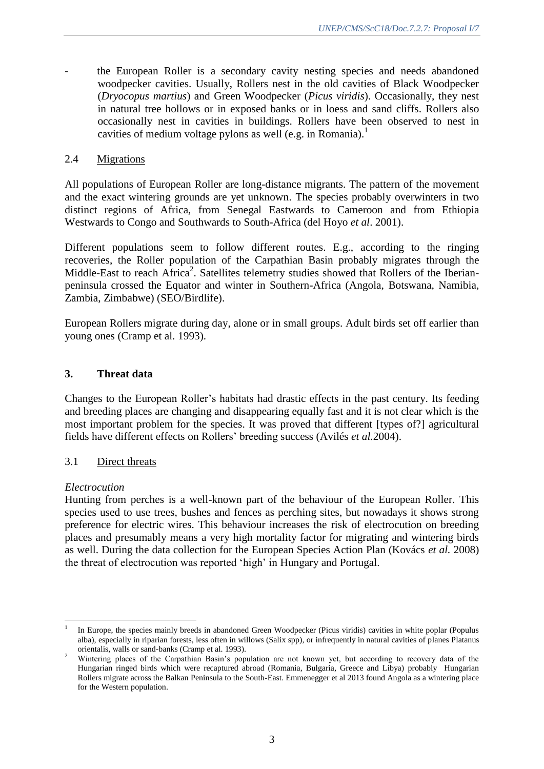- the European Roller is a secondary cavity nesting species and needs abandoned woodpecker cavities. Usually, Rollers nest in the old cavities of Black Woodpecker (*Dryocopus martius*) and Green Woodpecker (*Picus viridis*). Occasionally, they nest in natural tree hollows or in exposed banks or in loess and sand cliffs. Rollers also occasionally nest in cavities in buildings. Rollers have been observed to nest in cavities of medium voltage pylons as well (e.g. in Romania).[1]

## 2.4 Migrations

All populations of European Roller are long-distance migrants. The pattern of the movement and the exact wintering grounds are yet unknown. The species probably overwinters in two distinct regions of Africa, from Senegal Eastwards to Cameroon and from Ethiopia Westwards to Congo and Southwards to South-Africa (del Hoyo *et al*. 2001).

Different populations seem to follow different routes. E.g., according to the ringing recoveries, the Roller population of the Carpathian Basin probably migrates through the Middle-East to reach Africa[2]. Satellites telemetry studies showed that Rollers of the Iberian-peninsula crossed the Equator and winter in Southern-Africa (Angola, Botswana, Namibia, Zambia, Zimbabwe) (SEO/Birdlife).

European Rollers migrate during day, alone or in small groups. Adult birds set off earlier than young ones (Cramp et al. 1993).

## 3. Threat data

Changes to the European Roller's habitats had drastic effects in the past century. Its feeding and breeding places are changing and disappearing equally fast and it is not clear which is the most important problem for the species. It was proved that different [types of?] agricultural fields have different effects on Rollers' breeding success (Avilés *et al.*2004).

### 3.1 Direct threats

*Electrocution*

Hunting from perches is a well-known part of the behaviour of the European Roller. This species used to use trees, bushes and fences as perching sites, but nowadays it shows strong preference for electric wires. This behaviour increases the risk of electrocution on breeding places and presumably means a very high mortality factor for migrating and wintering birds as well. During the data collection for the European Species Action Plan (Kovács *et al.* 2008) the threat of electrocution was reported 'high' in Hungary and Portugal.

---

[1] In Europe, the species mainly breeds in abandoned Green Woodpecker (Picus viridis) cavities in white poplar (Populus alba), especially in riparian forests, less often in willows (Salix spp), or infrequently in natural cavities of planes Platanus orientalis, walls or sand-banks (Cramp et al. 1993).

[2] Wintering places of the Carpathian Basin's population are not known yet, but according to recovery data of the Hungarian ringed birds which were recaptured abroad (Romania, Bulgaria, Greece and Libya) probably Hungarian Rollers migrate across the Balkan Peninsula to the South-East. Emmenegger et al 2013 found Angola as a wintering place for the Western population.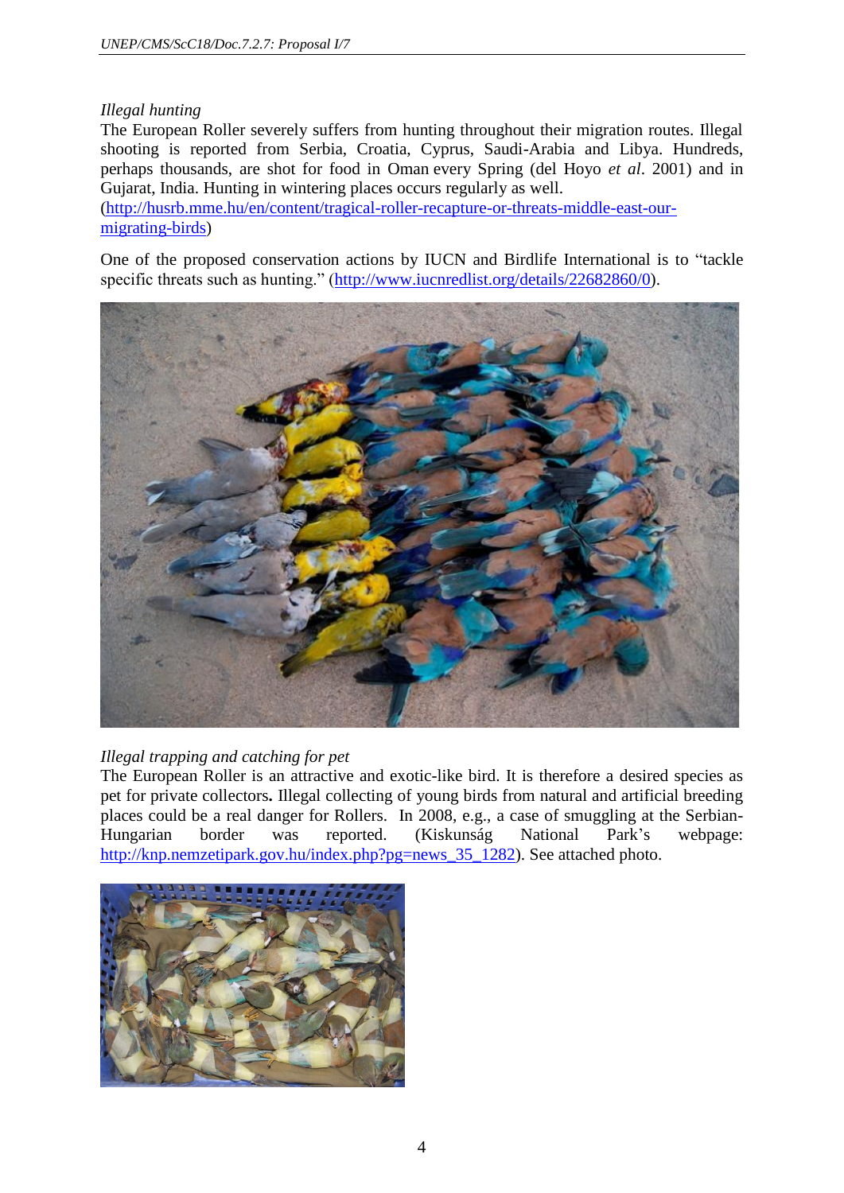*Illegal hunting*

The European Roller severely suffers from hunting throughout their migration routes. Illegal shooting is reported from Serbia, Croatia, Cyprus, Saudi-Arabia and Libya. Hundreds, perhaps thousands, are shot for food in Oman every Spring (del Hoyo *et al*. 2001) and in Gujarat, India. Hunting in wintering places occurs regularly as well. (http://husrb.mme.hu/en/content/tragical-roller-recapture-or-threats-middle-east-our-migrating-birds)

One of the proposed conservation actions by IUCN and Birdlife International is to "tackle specific threats such as hunting." (http://www.iucnredlist.org/details/22682860/0).

*Illegal trapping and catching for pet*

The European Roller is an attractive and exotic-like bird. It is therefore a desired species as pet for private collectors**.** Illegal collecting of young birds from natural and artificial breeding places could be a real danger for Rollers. In 2008, e.g., a case of smuggling at the Serbian-Hungarian border was reported. (Kiskunság National Park's webpage: http://knp.nemzetipark.gov.hu/index.php?pg=news_35_1282). See attached photo.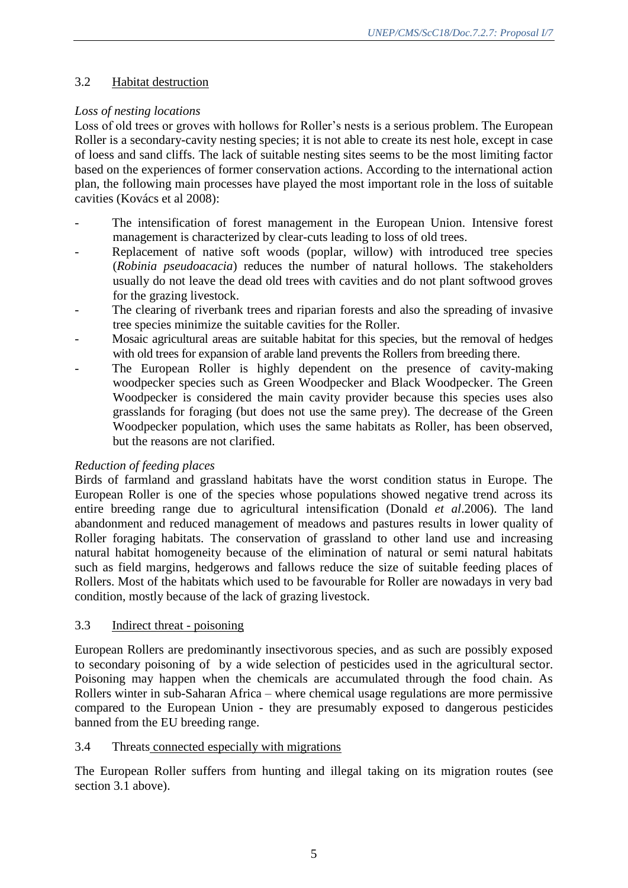### 3.2 Habitat destruction

*Loss of nesting locations*

Loss of old trees or groves with hollows for Roller's nests is a serious problem. The European Roller is a secondary-cavity nesting species; it is not able to create its nest hole, except in case of loess and sand cliffs. The lack of suitable nesting sites seems to be the most limiting factor based on the experiences of former conservation actions. According to the international action plan, the following main processes have played the most important role in the loss of suitable cavities (Kovács et al 2008):

- The intensification of forest management in the European Union. Intensive forest management is characterized by clear-cuts leading to loss of old trees.
- Replacement of native soft woods (poplar, willow) with introduced tree species (*Robinia pseudoacacia*) reduces the number of natural hollows. The stakeholders usually do not leave the dead old trees with cavities and do not plant softwood groves for the grazing livestock.
- The clearing of riverbank trees and riparian forests and also the spreading of invasive tree species minimize the suitable cavities for the Roller.
- Mosaic agricultural areas are suitable habitat for this species, but the removal of hedges with old trees for expansion of arable land prevents the Rollers from breeding there.
- The European Roller is highly dependent on the presence of cavity-making woodpecker species such as Green Woodpecker and Black Woodpecker. The Green Woodpecker is considered the main cavity provider because this species uses also grasslands for foraging (but does not use the same prey). The decrease of the Green Woodpecker population, which uses the same habitats as Roller, has been observed, but the reasons are not clarified.

*Reduction of feeding places*

Birds of farmland and grassland habitats have the worst condition status in Europe. The European Roller is one of the species whose populations showed negative trend across its entire breeding range due to agricultural intensification (Donald *et al*.2006). The land abandonment and reduced management of meadows and pastures results in lower quality of Roller foraging habitats. The conservation of grassland to other land use and increasing natural habitat homogeneity because of the elimination of natural or semi natural habitats such as field margins, hedgerows and fallows reduce the size of suitable feeding places of Rollers. Most of the habitats which used to be favourable for Roller are nowadays in very bad condition, mostly because of the lack of grazing livestock.

### 3.3 Indirect threat - poisoning

European Rollers are predominantly insectivorous species, and as such are possibly exposed to secondary poisoning of by a wide selection of pesticides used in the agricultural sector. Poisoning may happen when the chemicals are accumulated through the food chain. As Rollers winter in sub-Saharan Africa – where chemical usage regulations are more permissive compared to the European Union - they are presumably exposed to dangerous pesticides banned from the EU breeding range.

### 3.4 Threats connected especially with migrations

The European Roller suffers from hunting and illegal taking on its migration routes (see section 3.1 above).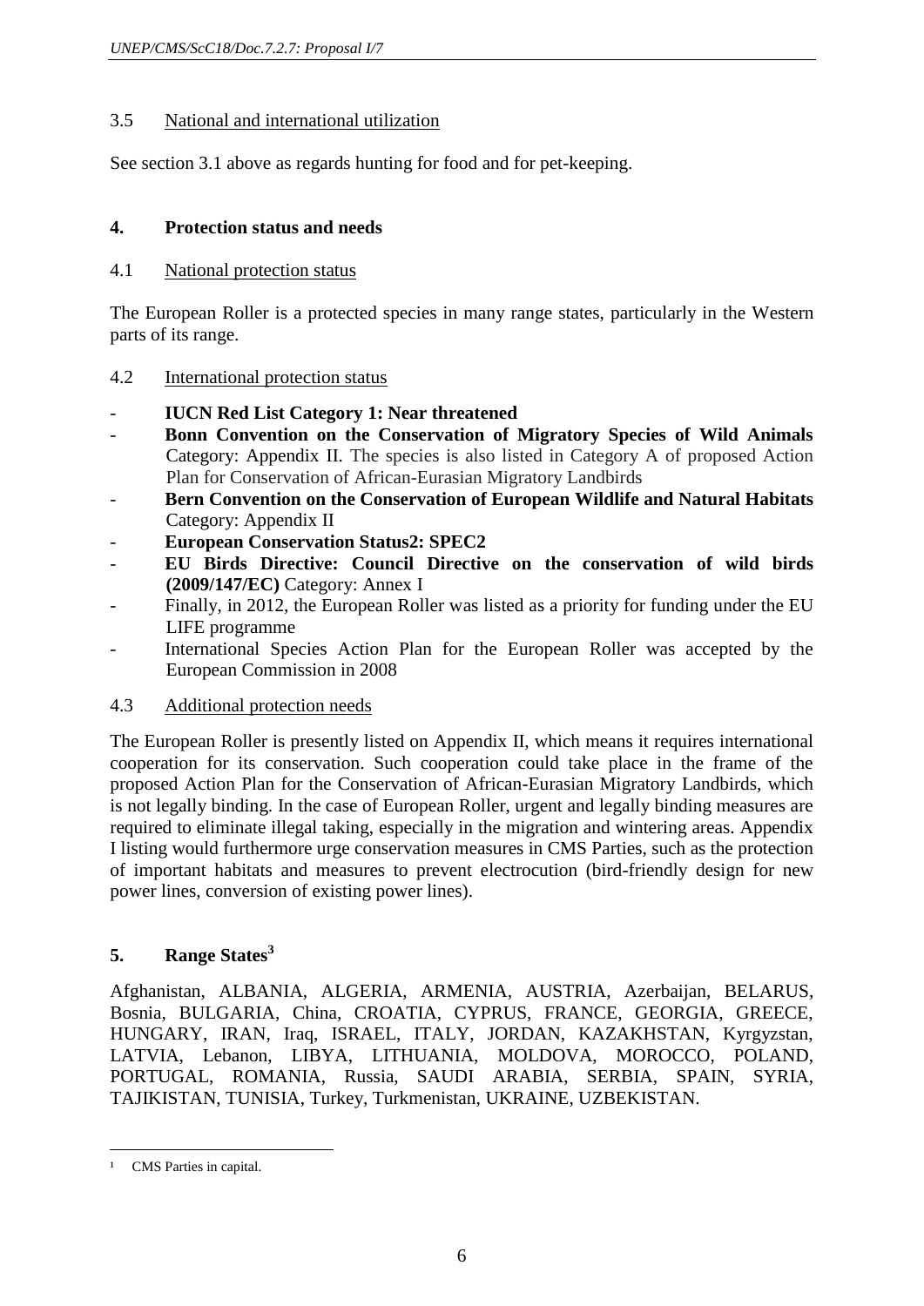### 3.5 National and international utilization

See section 3.1 above as regards hunting for food and for pet-keeping.

## 4. Protection status and needs

### 4.1 National protection status

The European Roller is a protected species in many range states, particularly in the Western parts of its range.

### 4.2 International protection status

- **IUCN Red List Category 1: Near threatened**
- **Bonn Convention on the Conservation of Migratory Species of Wild Animals** Category: Appendix II. The species is also listed in Category A of proposed Action Plan for Conservation of African-Eurasian Migratory Landbirds
- **Bern Convention on the Conservation of European Wildlife and Natural Habitats** Category: Appendix II
- **European Conservation Status2: SPEC2**
- **EU Birds Directive: Council Directive on the conservation of wild birds (2009/147/EC)** Category: Annex I
- Finally, in 2012, the European Roller was listed as a priority for funding under the EU LIFE programme
- International Species Action Plan for the European Roller was accepted by the European Commission in 2008

### 4.3 Additional protection needs

The European Roller is presently listed on Appendix II, which means it requires international cooperation for its conservation. Such cooperation could take place in the frame of the proposed Action Plan for the Conservation of African-Eurasian Migratory Landbirds, which is not legally binding. In the case of European Roller, urgent and legally binding measures are required to eliminate illegal taking, especially in the migration and wintering areas. Appendix I listing would furthermore urge conservation measures in CMS Parties, such as the protection of important habitats and measures to prevent electrocution (bird-friendly design for new power lines, conversion of existing power lines).

## 5. Range States[3]

Afghanistan, ALBANIA, ALGERIA, ARMENIA, AUSTRIA, Azerbaijan, BELARUS, Bosnia, BULGARIA, China, CROATIA, CYPRUS, FRANCE, GEORGIA, GREECE, HUNGARY, IRAN, Iraq, ISRAEL, ITALY, JORDAN, KAZAKHSTAN, Kyrgyzstan, LATVIA, Lebanon, LIBYA, LITHUANIA, MOLDOVA, MOROCCO, POLAND, PORTUGAL, ROMANIA, Russia, SAUDI ARABIA, SERBIA, SPAIN, SYRIA, TAJIKISTAN, TUNISIA, Turkey, Turkmenistan, UKRAINE, UZBEKISTAN.

---

[1] CMS Parties in capital.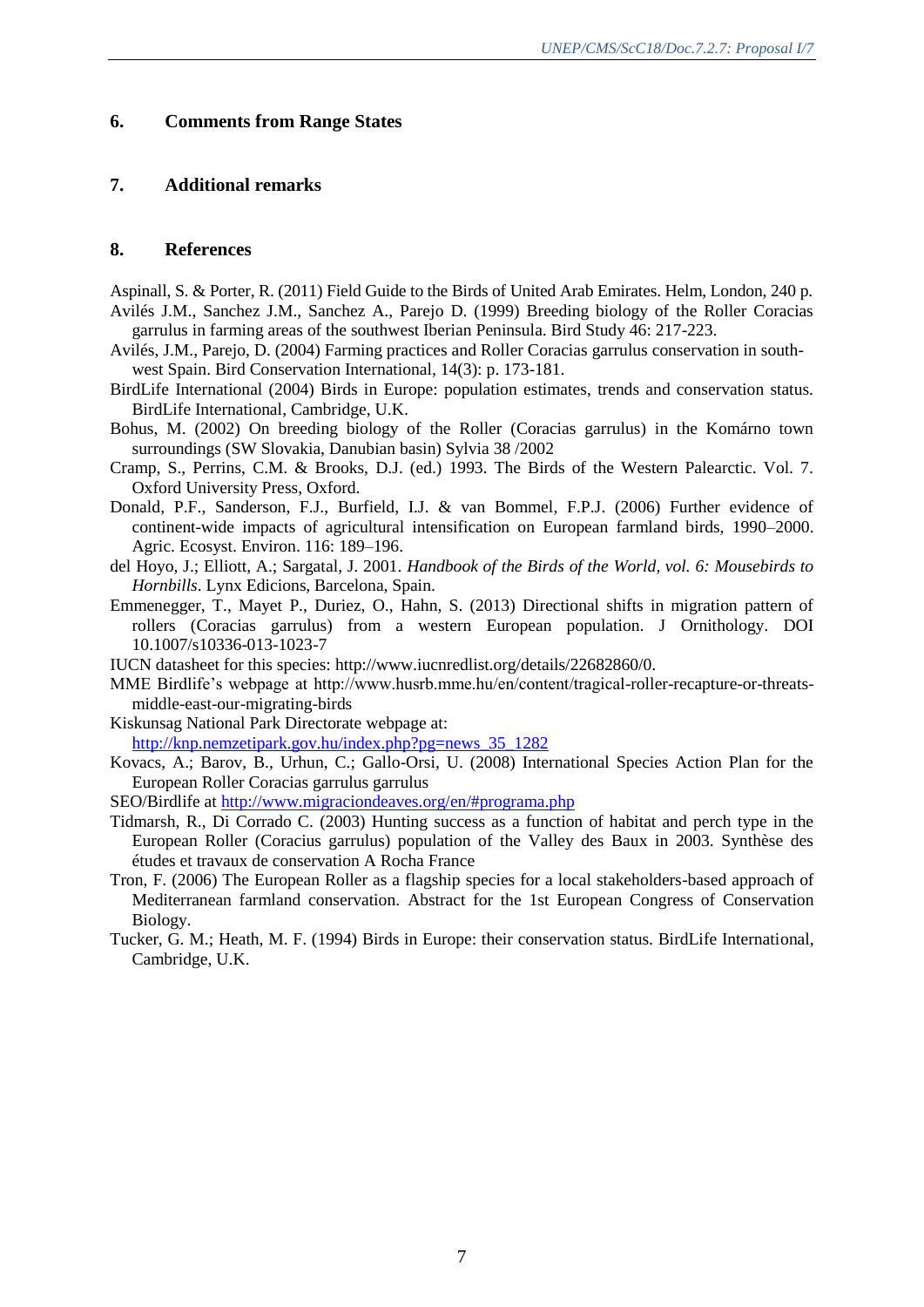## 6. Comments from Range States

## 7. Additional remarks

## 8. References

Aspinall, S. & Porter, R. (2011) Field Guide to the Birds of United Arab Emirates. Helm, London, 240 p.

Avilés J.M., Sanchez J.M., Sanchez A., Parejo D. (1999) Breeding biology of the Roller Coracias garrulus in farming areas of the southwest Iberian Peninsula. Bird Study 46: 217-223.

Avilés, J.M., Parejo, D. (2004) Farming practices and Roller Coracias garrulus conservation in south-west Spain. Bird Conservation International, 14(3): p. 173-181.

BirdLife International (2004) Birds in Europe: population estimates, trends and conservation status. BirdLife International, Cambridge, U.K.

Bohus, M. (2002) On breeding biology of the Roller (Coracias garrulus) in the Komárno town surroundings (SW Slovakia, Danubian basin) Sylvia 38 /2002

Cramp, S., Perrins, C.M. & Brooks, D.J. (ed.) 1993. The Birds of the Western Palearctic. Vol. 7. Oxford University Press, Oxford.

Donald, P.F., Sanderson, F.J., Burfield, I.J. & van Bommel, F.P.J. (2006) Further evidence of continent-wide impacts of agricultural intensification on European farmland birds, 1990–2000. Agric. Ecosyst. Environ. 116: 189–196.

del Hoyo, J.; Elliott, A.; Sargatal, J. 2001. *Handbook of the Birds of the World, vol. 6: Mousebirds to Hornbills*. Lynx Edicions, Barcelona, Spain.

Emmenegger, T., Mayet P., Duriez, O., Hahn, S. (2013) Directional shifts in migration pattern of rollers (Coracias garrulus) from a western European population. J Ornithology. DOI 10.1007/s10336-013-1023-7

IUCN datasheet for this species: http://www.iucnredlist.org/details/22682860/0.

MME Birdlife's webpage at http://www.husrb.mme.hu/en/content/tragical-roller-recapture-or-threats-middle-east-our-migrating-birds

Kiskunsag National Park Directorate webpage at: http://knp.nemzetipark.gov.hu/index.php?pg=news_35_1282

Kovacs, A.; Barov, B., Urhun, C.; Gallo-Orsi, U. (2008) International Species Action Plan for the European Roller Coracias garrulus garrulus

SEO/Birdlife at http://www.migraciondeaves.org/en/#programa.php

Tidmarsh, R., Di Corrado C. (2003) Hunting success as a function of habitat and perch type in the European Roller (Coracius garrulus) population of the Valley des Baux in 2003. Synthèse des études et travaux de conservation A Rocha France

Tron, F. (2006) The European Roller as a flagship species for a local stakeholders-based approach of Mediterranean farmland conservation. Abstract for the 1st European Congress of Conservation Biology.

Tucker, G. M.; Heath, M. F. (1994) Birds in Europe: their conservation status. BirdLife International, Cambridge, U.K.